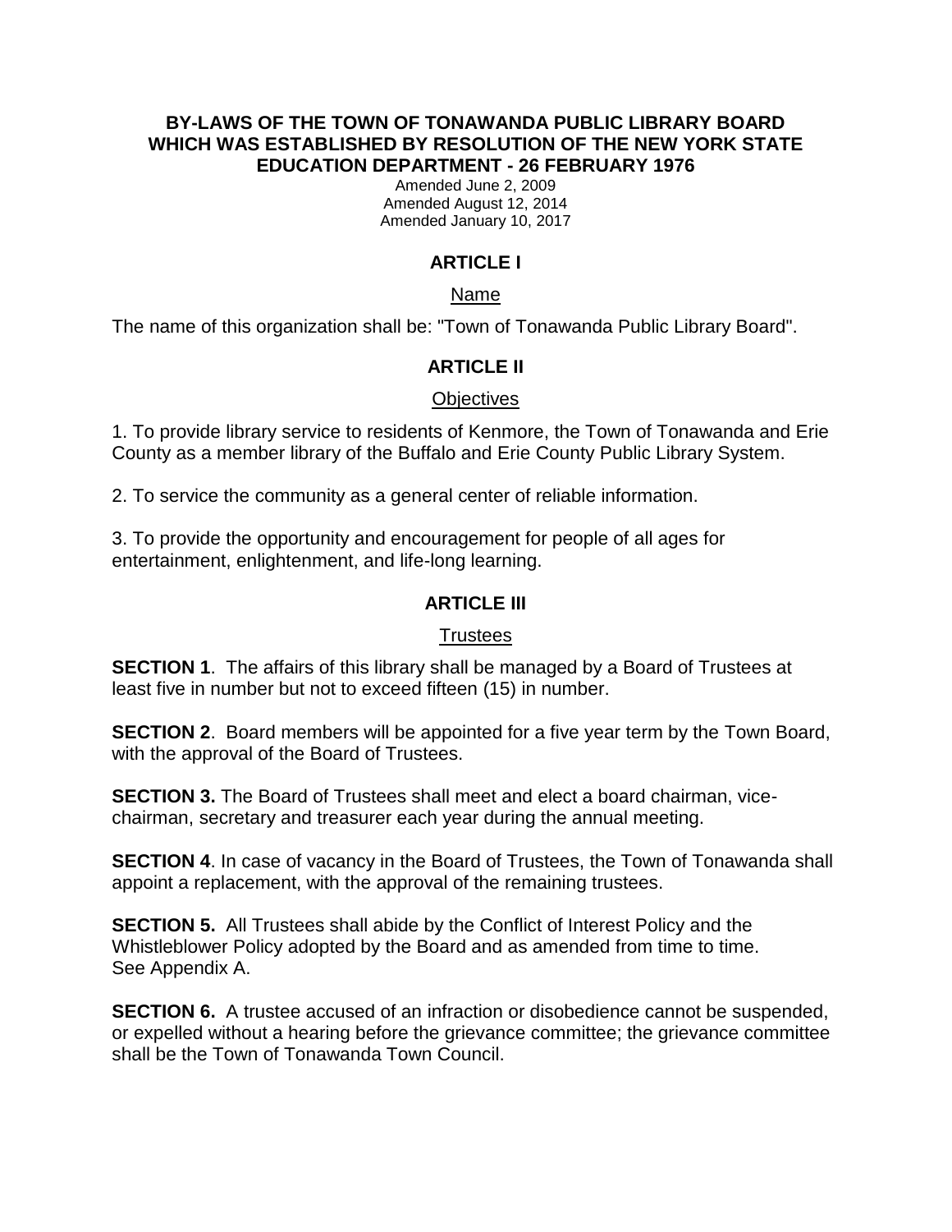# BY-LAWS OF THE TOWN OF TONAWANDA PUBLIC LIBRARY BOARD WHICH WAS ESTABLISHED BY RESOLUTION OF THE NEW YORK STATE EDUCATION DEPARTMENT - 26 FEBRUARY 1976

Amended June 2, 2009
Amended August 12, 2014
Amended January 10, 2017

## ARTICLE I

### Name

The name of this organization shall be: "Town of Tonawanda Public Library Board".

## ARTICLE II

### Objectives

1. To provide library service to residents of Kenmore, the Town of Tonawanda and Erie County as a member library of the Buffalo and Erie County Public Library System.

2. To service the community as a general center of reliable information.

3. To provide the opportunity and encouragement for people of all ages for entertainment, enlightenment, and life-long learning.

## ARTICLE III

### Trustees

**SECTION 1**. The affairs of this library shall be managed by a Board of Trustees at least five in number but not to exceed fifteen (15) in number.

**SECTION 2**. Board members will be appointed for a five year term by the Town Board, with the approval of the Board of Trustees.

**SECTION 3.** The Board of Trustees shall meet and elect a board chairman, vice-chairman, secretary and treasurer each year during the annual meeting.

**SECTION 4**. In case of vacancy in the Board of Trustees, the Town of Tonawanda shall appoint a replacement, with the approval of the remaining trustees.

**SECTION 5.** All Trustees shall abide by the Conflict of Interest Policy and the Whistleblower Policy adopted by the Board and as amended from time to time. See Appendix A.

**SECTION 6.** A trustee accused of an infraction or disobedience cannot be suspended, or expelled without a hearing before the grievance committee; the grievance committee shall be the Town of Tonawanda Town Council.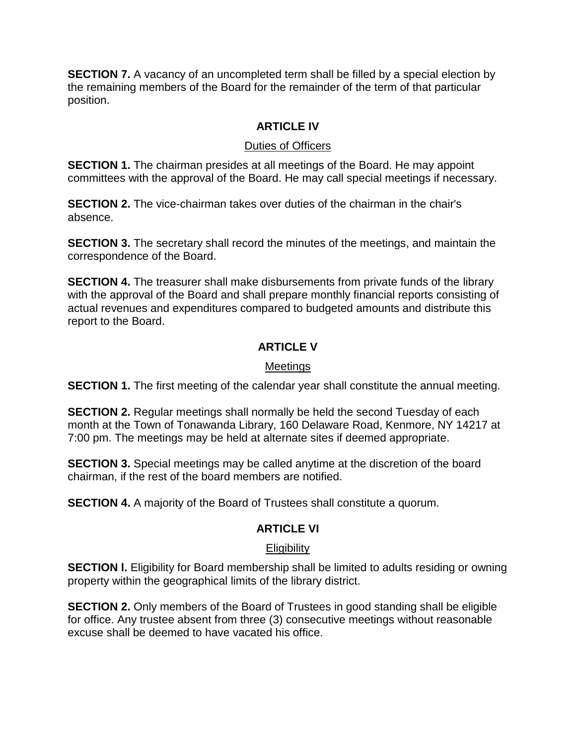**SECTION 7.** A vacancy of an uncompleted term shall be filled by a special election by the remaining members of the Board for the remainder of the term of that particular position.

## ARTICLE IV

Duties of Officers

**SECTION 1.** The chairman presides at all meetings of the Board. He may appoint committees with the approval of the Board. He may call special meetings if necessary.

**SECTION 2.** The vice-chairman takes over duties of the chairman in the chair's absence.

**SECTION 3.** The secretary shall record the minutes of the meetings, and maintain the correspondence of the Board.

**SECTION 4.** The treasurer shall make disbursements from private funds of the library with the approval of the Board and shall prepare monthly financial reports consisting of actual revenues and expenditures compared to budgeted amounts and distribute this report to the Board.

## ARTICLE V

Meetings

**SECTION 1.** The first meeting of the calendar year shall constitute the annual meeting.

**SECTION 2.** Regular meetings shall normally be held the second Tuesday of each month at the Town of Tonawanda Library, 160 Delaware Road, Kenmore, NY 14217 at 7:00 pm. The meetings may be held at alternate sites if deemed appropriate.

**SECTION 3.** Special meetings may be called anytime at the discretion of the board chairman, if the rest of the board members are notified.

**SECTION 4.** A majority of the Board of Trustees shall constitute a quorum.

## ARTICLE VI

Eligibility

**SECTION l.** Eligibility for Board membership shall be limited to adults residing or owning property within the geographical limits of the library district.

**SECTION 2.** Only members of the Board of Trustees in good standing shall be eligible for office. Any trustee absent from three (3) consecutive meetings without reasonable excuse shall be deemed to have vacated his office.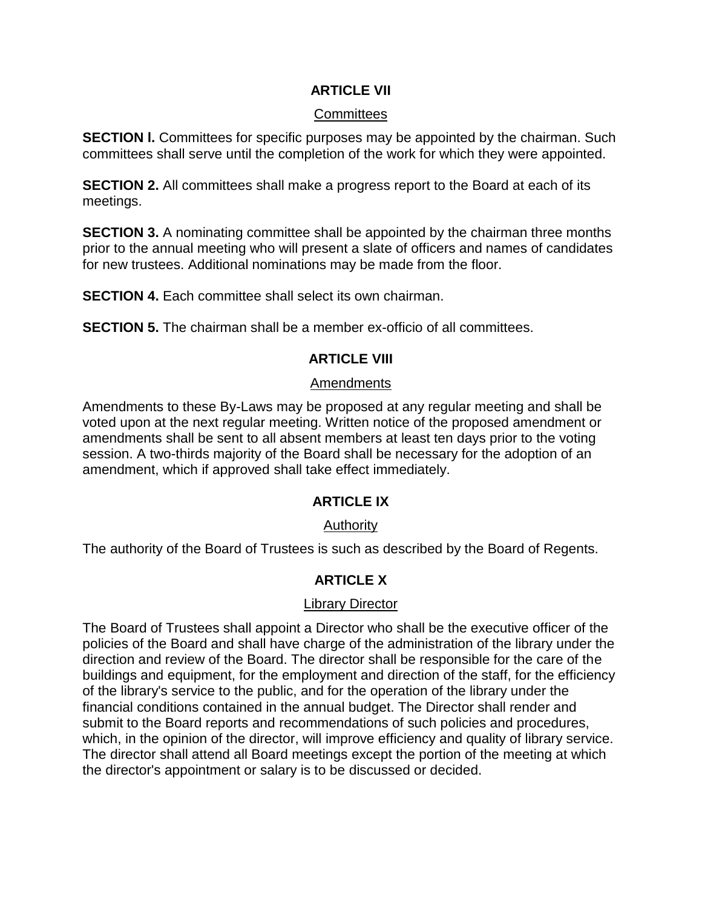## ARTICLE VII

Committees

**SECTION l.** Committees for specific purposes may be appointed by the chairman. Such committees shall serve until the completion of the work for which they were appointed.

**SECTION 2.** All committees shall make a progress report to the Board at each of its meetings.

**SECTION 3.** A nominating committee shall be appointed by the chairman three months prior to the annual meeting who will present a slate of officers and names of candidates for new trustees. Additional nominations may be made from the floor.

**SECTION 4.** Each committee shall select its own chairman.

**SECTION 5.** The chairman shall be a member ex-officio of all committees.

## ARTICLE VIII

Amendments

Amendments to these By-Laws may be proposed at any regular meeting and shall be voted upon at the next regular meeting. Written notice of the proposed amendment or amendments shall be sent to all absent members at least ten days prior to the voting session. A two-thirds majority of the Board shall be necessary for the adoption of an amendment, which if approved shall take effect immediately.

## ARTICLE IX

Authority

The authority of the Board of Trustees is such as described by the Board of Regents.

## ARTICLE X

Library Director

The Board of Trustees shall appoint a Director who shall be the executive officer of the policies of the Board and shall have charge of the administration of the library under the direction and review of the Board. The director shall be responsible for the care of the buildings and equipment, for the employment and direction of the staff, for the efficiency of the library's service to the public, and for the operation of the library under the financial conditions contained in the annual budget. The Director shall render and submit to the Board reports and recommendations of such policies and procedures, which, in the opinion of the director, will improve efficiency and quality of library service. The director shall attend all Board meetings except the portion of the meeting at which the director's appointment or salary is to be discussed or decided.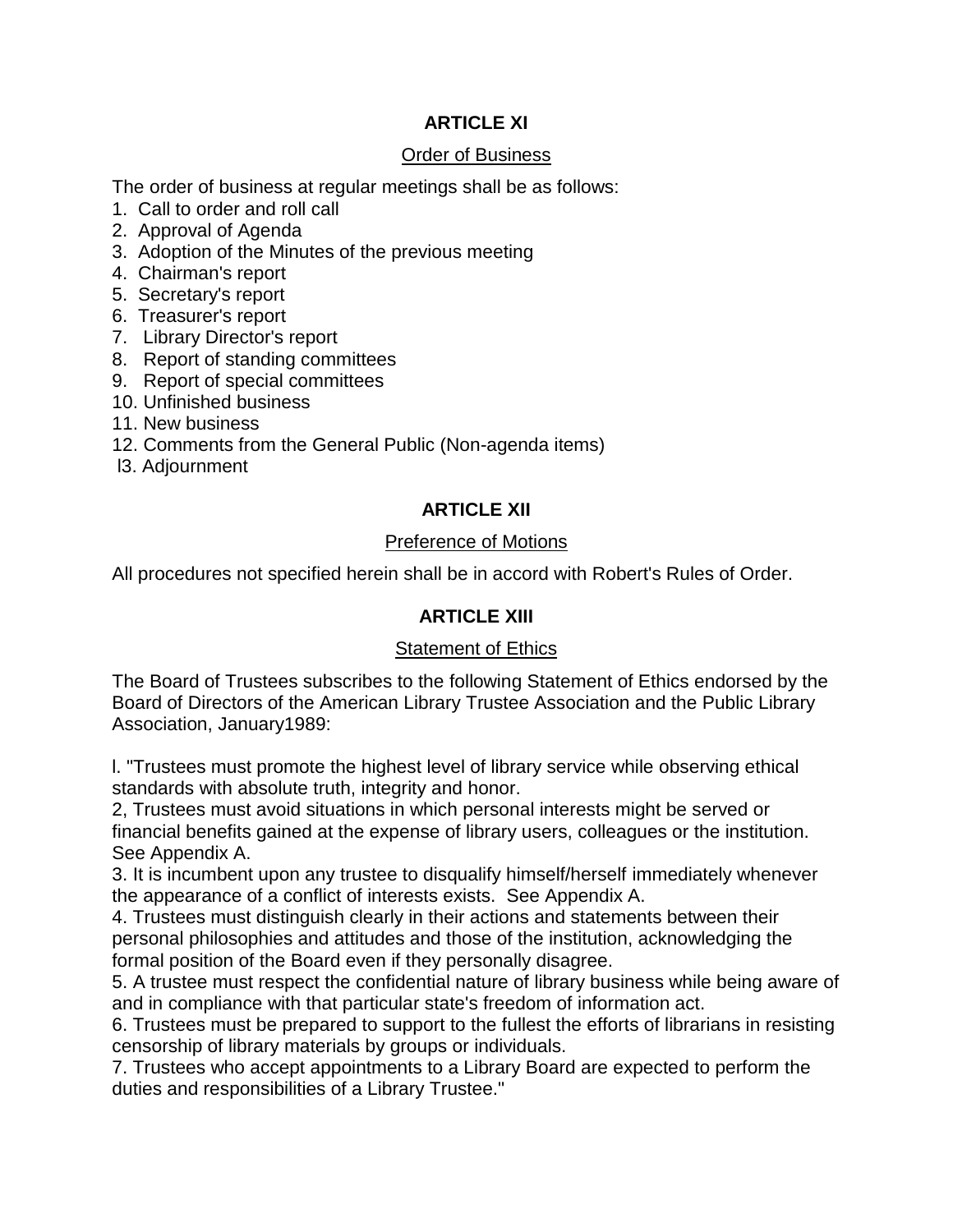## ARTICLE XI

Order of Business

The order of business at regular meetings shall be as follows:

1. Call to order and roll call
2. Approval of Agenda
3. Adoption of the Minutes of the previous meeting
4. Chairman's report
5. Secretary's report
6. Treasurer's report
7. Library Director's report
8. Report of standing committees
9. Report of special committees
10. Unfinished business
11. New business
12. Comments from the General Public (Non-agenda items)
13. Adjournment

## ARTICLE XII

Preference of Motions

All procedures not specified herein shall be in accord with Robert's Rules of Order.

## ARTICLE XIII

Statement of Ethics

The Board of Trustees subscribes to the following Statement of Ethics endorsed by the Board of Directors of the American Library Trustee Association and the Public Library Association, January1989:

l. "Trustees must promote the highest level of library service while observing ethical standards with absolute truth, integrity and honor.
2, Trustees must avoid situations in which personal interests might be served or financial benefits gained at the expense of library users, colleagues or the institution. See Appendix A.
3. It is incumbent upon any trustee to disqualify himself/herself immediately whenever the appearance of a conflict of interests exists. See Appendix A.
4. Trustees must distinguish clearly in their actions and statements between their personal philosophies and attitudes and those of the institution, acknowledging the formal position of the Board even if they personally disagree.
5. A trustee must respect the confidential nature of library business while being aware of and in compliance with that particular state's freedom of information act.
6. Trustees must be prepared to support to the fullest the efforts of librarians in resisting censorship of library materials by groups or individuals.
7. Trustees who accept appointments to a Library Board are expected to perform the duties and responsibilities of a Library Trustee."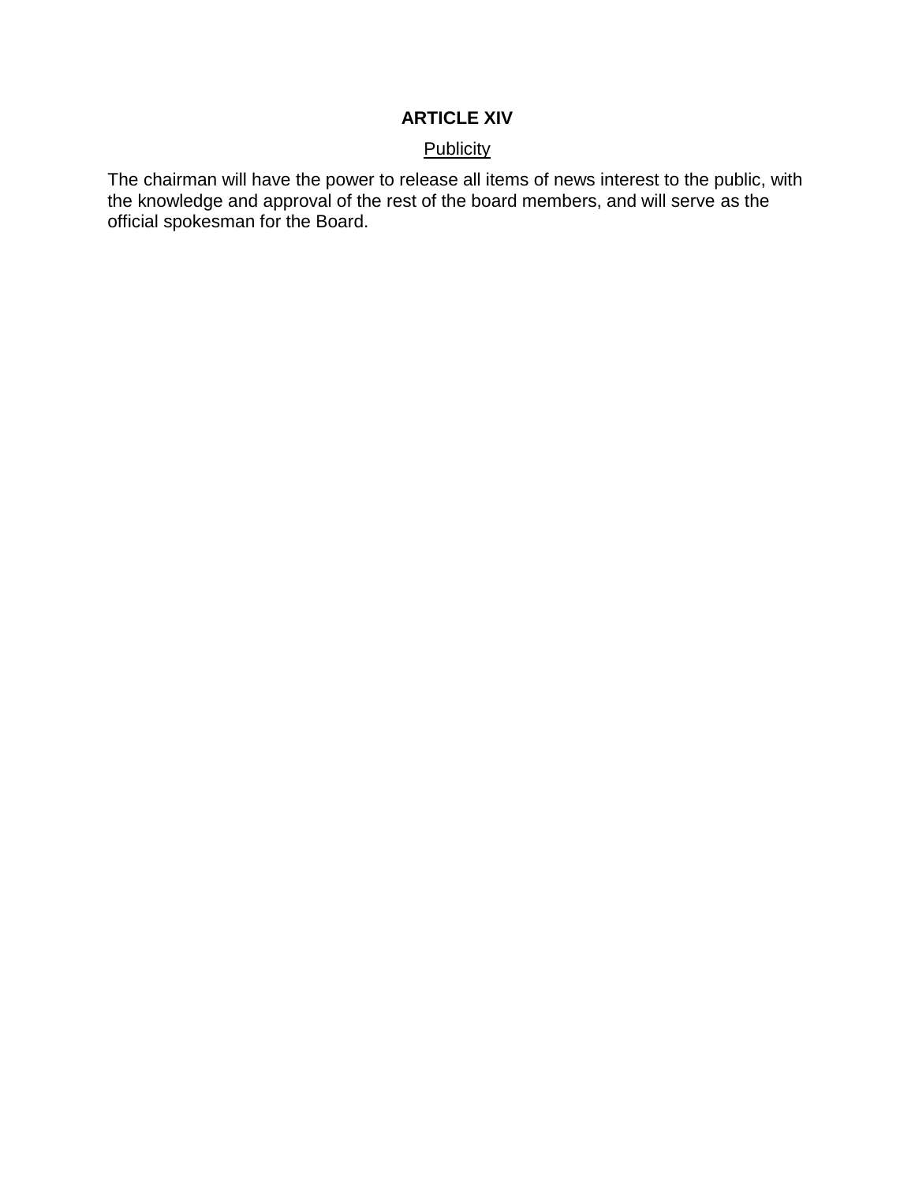## ARTICLE XIV

Publicity

The chairman will have the power to release all items of news interest to the public, with the knowledge and approval of the rest of the board members, and will serve as the official spokesman for the Board.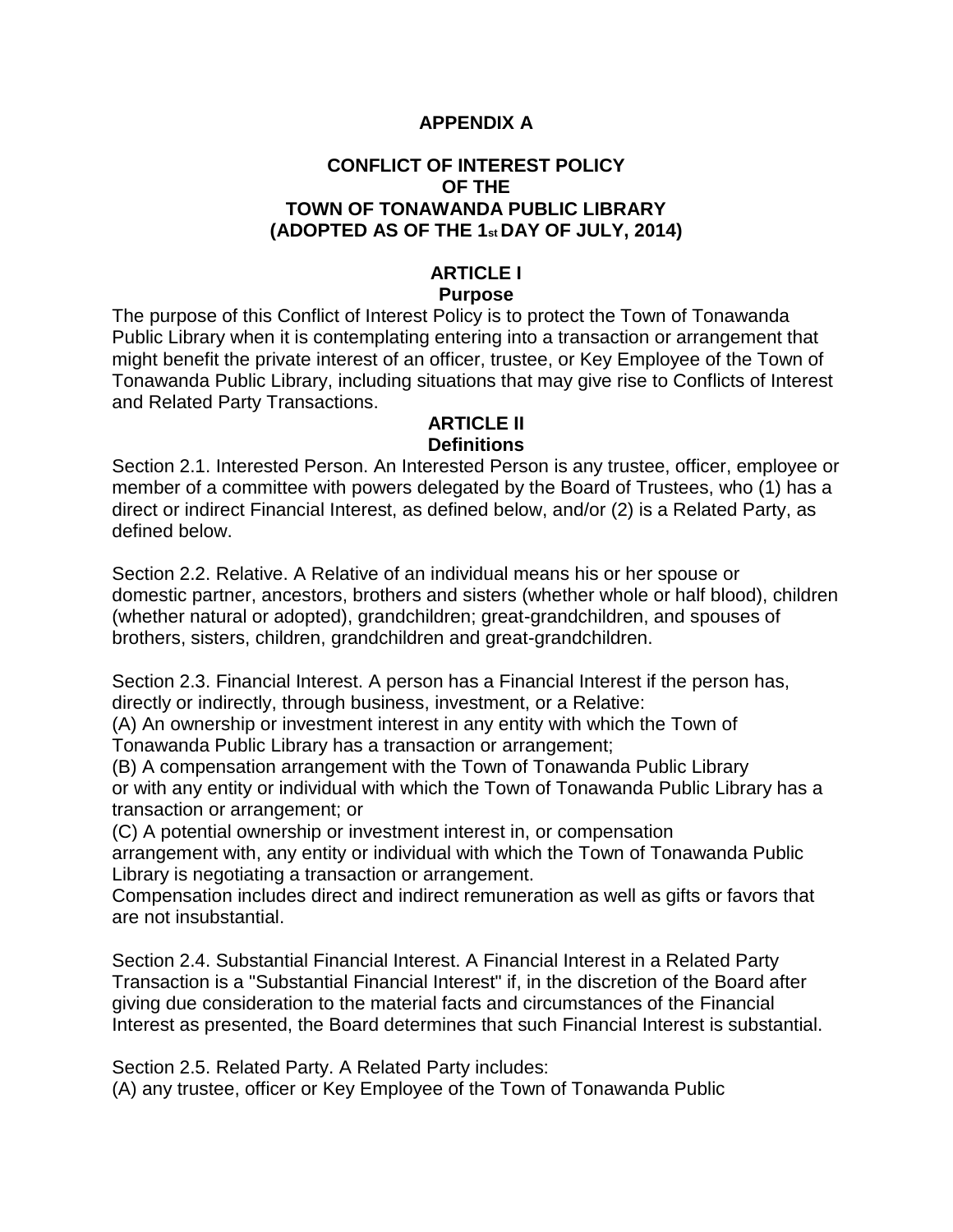**APPENDIX A**

**CONFLICT OF INTEREST POLICY**
**OF THE**
**TOWN OF TONAWANDA PUBLIC LIBRARY**
**(ADOPTED AS OF THE 1st DAY OF JULY, 2014)**

**ARTICLE I**
**Purpose**

The purpose of this Conflict of Interest Policy is to protect the Town of Tonawanda Public Library when it is contemplating entering into a transaction or arrangement that might benefit the private interest of an officer, trustee, or Key Employee of the Town of Tonawanda Public Library, including situations that may give rise to Conflicts of Interest and Related Party Transactions.

**ARTICLE II**
**Definitions**

Section 2.1. Interested Person. An Interested Person is any trustee, officer, employee or member of a committee with powers delegated by the Board of Trustees, who (1) has a direct or indirect Financial Interest, as defined below, and/or (2) is a Related Party, as defined below.

Section 2.2. Relative. A Relative of an individual means his or her spouse or domestic partner, ancestors, brothers and sisters (whether whole or half blood), children (whether natural or adopted), grandchildren; great-grandchildren, and spouses of brothers, sisters, children, grandchildren and great-grandchildren.

Section 2.3. Financial Interest. A person has a Financial Interest if the person has, directly or indirectly, through business, investment, or a Relative:
(A) An ownership or investment interest in any entity with which the Town of Tonawanda Public Library has a transaction or arrangement;
(B) A compensation arrangement with the Town of Tonawanda Public Library or with any entity or individual with which the Town of Tonawanda Public Library has a transaction or arrangement; or
(C) A potential ownership or investment interest in, or compensation arrangement with, any entity or individual with which the Town of Tonawanda Public Library is negotiating a transaction or arrangement.
Compensation includes direct and indirect remuneration as well as gifts or favors that are not insubstantial.

Section 2.4. Substantial Financial Interest. A Financial Interest in a Related Party Transaction is a "Substantial Financial Interest" if, in the discretion of the Board after giving due consideration to the material facts and circumstances of the Financial Interest as presented, the Board determines that such Financial Interest is substantial.

Section 2.5. Related Party. A Related Party includes:
(A) any trustee, officer or Key Employee of the Town of Tonawanda Public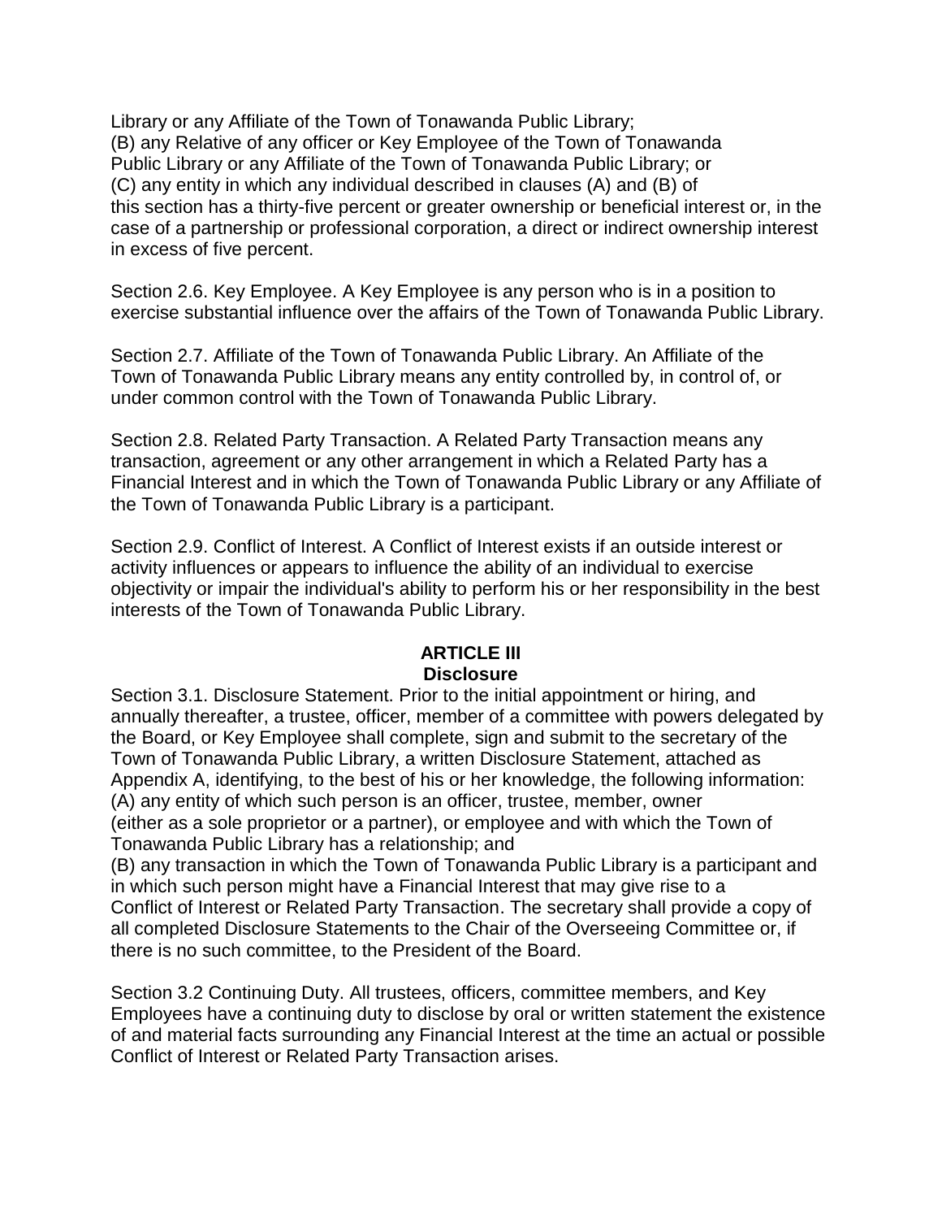Library or any Affiliate of the Town of Tonawanda Public Library;
(B) any Relative of any officer or Key Employee of the Town of Tonawanda Public Library or any Affiliate of the Town of Tonawanda Public Library; or
(C) any entity in which any individual described in clauses (A) and (B) of this section has a thirty-five percent or greater ownership or beneficial interest or, in the case of a partnership or professional corporation, a direct or indirect ownership interest in excess of five percent.

Section 2.6. Key Employee. A Key Employee is any person who is in a position to exercise substantial influence over the affairs of the Town of Tonawanda Public Library.

Section 2.7. Affiliate of the Town of Tonawanda Public Library. An Affiliate of the Town of Tonawanda Public Library means any entity controlled by, in control of, or under common control with the Town of Tonawanda Public Library.

Section 2.8. Related Party Transaction. A Related Party Transaction means any transaction, agreement or any other arrangement in which a Related Party has a Financial Interest and in which the Town of Tonawanda Public Library or any Affiliate of the Town of Tonawanda Public Library is a participant.

Section 2.9. Conflict of Interest. A Conflict of Interest exists if an outside interest or activity influences or appears to influence the ability of an individual to exercise objectivity or impair the individual's ability to perform his or her responsibility in the best interests of the Town of Tonawanda Public Library.

## ARTICLE III
## Disclosure

Section 3.1. Disclosure Statement. Prior to the initial appointment or hiring, and annually thereafter, a trustee, officer, member of a committee with powers delegated by the Board, or Key Employee shall complete, sign and submit to the secretary of the Town of Tonawanda Public Library, a written Disclosure Statement, attached as Appendix A, identifying, to the best of his or her knowledge, the following information:
(A) any entity of which such person is an officer, trustee, member, owner (either as a sole proprietor or a partner), or employee and with which the Town of Tonawanda Public Library has a relationship; and
(B) any transaction in which the Town of Tonawanda Public Library is a participant and in which such person might have a Financial Interest that may give rise to a Conflict of Interest or Related Party Transaction. The secretary shall provide a copy of all completed Disclosure Statements to the Chair of the Overseeing Committee or, if there is no such committee, to the President of the Board.

Section 3.2 Continuing Duty. All trustees, officers, committee members, and Key Employees have a continuing duty to disclose by oral or written statement the existence of and material facts surrounding any Financial Interest at the time an actual or possible Conflict of Interest or Related Party Transaction arises.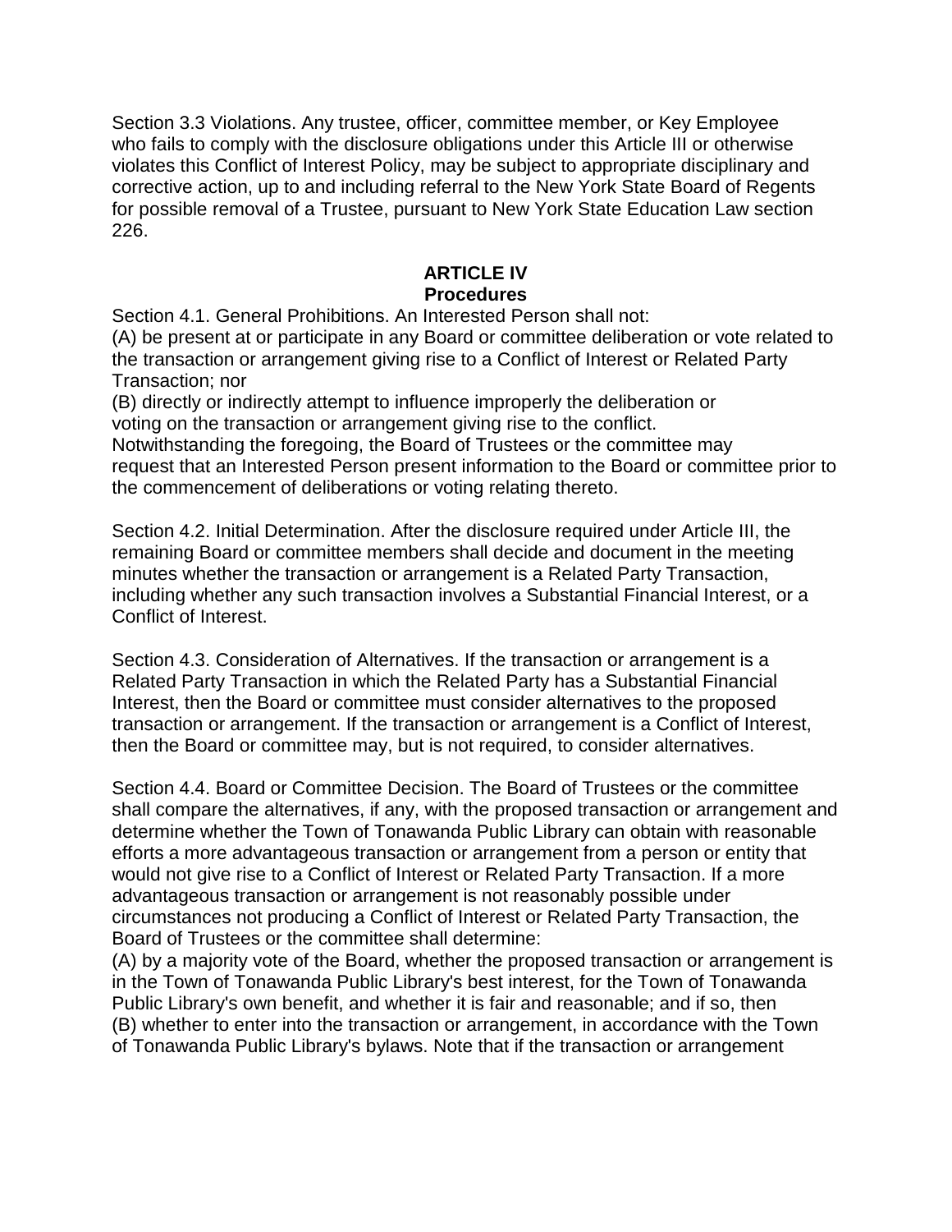Section 3.3 Violations. Any trustee, officer, committee member, or Key Employee who fails to comply with the disclosure obligations under this Article III or otherwise violates this Conflict of Interest Policy, may be subject to appropriate disciplinary and corrective action, up to and including referral to the New York State Board of Regents for possible removal of a Trustee, pursuant to New York State Education Law section 226.

## ARTICLE IV
## Procedures

Section 4.1. General Prohibitions. An Interested Person shall not:
(A) be present at or participate in any Board or committee deliberation or vote related to the transaction or arrangement giving rise to a Conflict of Interest or Related Party Transaction; nor
(B) directly or indirectly attempt to influence improperly the deliberation or voting on the transaction or arrangement giving rise to the conflict.
Notwithstanding the foregoing, the Board of Trustees or the committee may request that an Interested Person present information to the Board or committee prior to the commencement of deliberations or voting relating thereto.

Section 4.2. Initial Determination. After the disclosure required under Article III, the remaining Board or committee members shall decide and document in the meeting minutes whether the transaction or arrangement is a Related Party Transaction, including whether any such transaction involves a Substantial Financial Interest, or a Conflict of Interest.

Section 4.3. Consideration of Alternatives. If the transaction or arrangement is a Related Party Transaction in which the Related Party has a Substantial Financial Interest, then the Board or committee must consider alternatives to the proposed transaction or arrangement. If the transaction or arrangement is a Conflict of Interest, then the Board or committee may, but is not required, to consider alternatives.

Section 4.4. Board or Committee Decision. The Board of Trustees or the committee shall compare the alternatives, if any, with the proposed transaction or arrangement and determine whether the Town of Tonawanda Public Library can obtain with reasonable efforts a more advantageous transaction or arrangement from a person or entity that would not give rise to a Conflict of Interest or Related Party Transaction. If a more advantageous transaction or arrangement is not reasonably possible under circumstances not producing a Conflict of Interest or Related Party Transaction, the Board of Trustees or the committee shall determine:
(A) by a majority vote of the Board, whether the proposed transaction or arrangement is in the Town of Tonawanda Public Library's best interest, for the Town of Tonawanda Public Library's own benefit, and whether it is fair and reasonable; and if so, then
(B) whether to enter into the transaction or arrangement, in accordance with the Town of Tonawanda Public Library's bylaws. Note that if the transaction or arrangement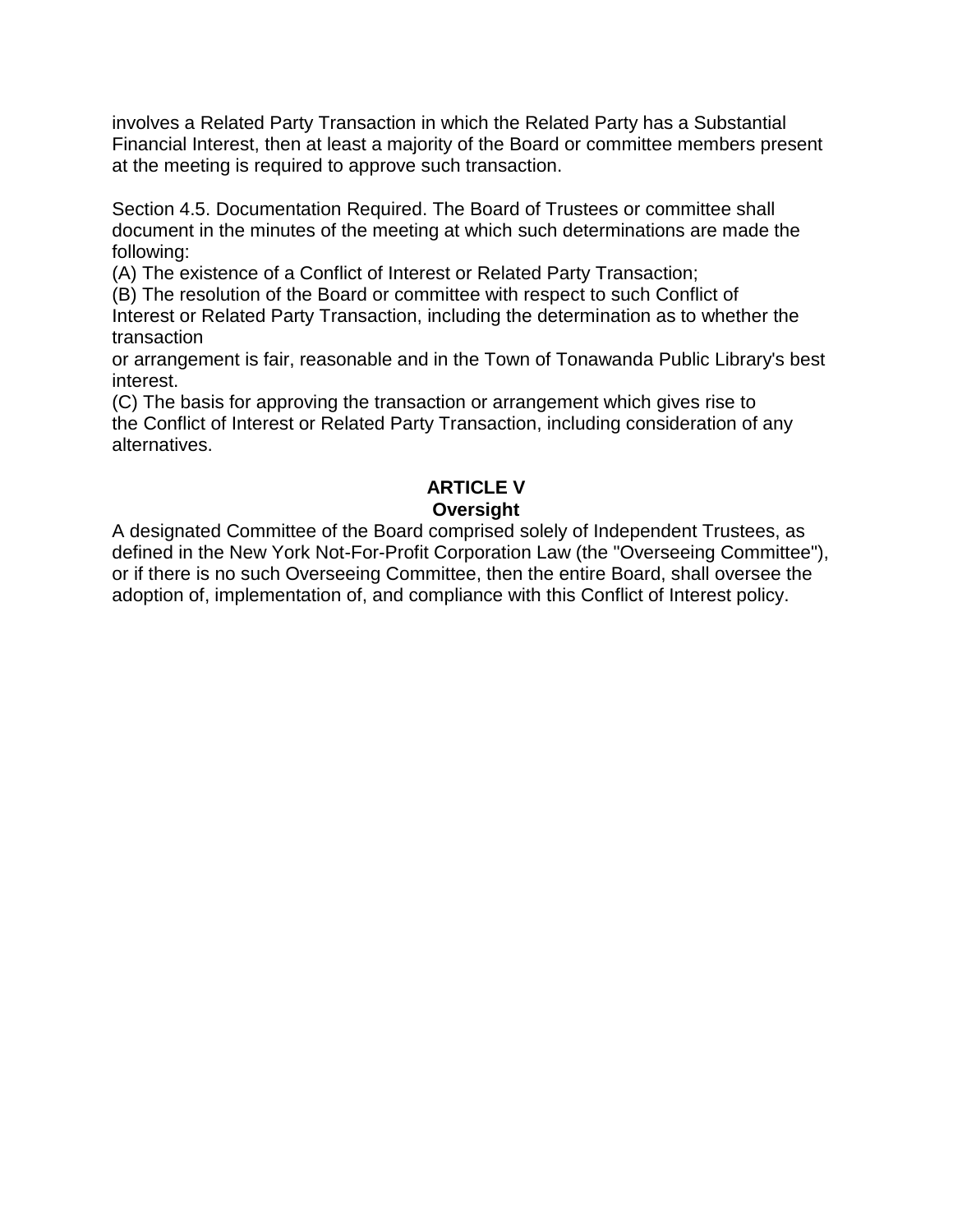involves a Related Party Transaction in which the Related Party has a Substantial Financial Interest, then at least a majority of the Board or committee members present at the meeting is required to approve such transaction.

Section 4.5. Documentation Required. The Board of Trustees or committee shall document in the minutes of the meeting at which such determinations are made the following:

(A) The existence of a Conflict of Interest or Related Party Transaction;

(B) The resolution of the Board or committee with respect to such Conflict of Interest or Related Party Transaction, including the determination as to whether the transaction or arrangement is fair, reasonable and in the Town of Tonawanda Public Library's best interest.

(C) The basis for approving the transaction or arrangement which gives rise to the Conflict of Interest or Related Party Transaction, including consideration of any alternatives.

## ARTICLE V
## Oversight

A designated Committee of the Board comprised solely of Independent Trustees, as defined in the New York Not-For-Profit Corporation Law (the "Overseeing Committee"), or if there is no such Overseeing Committee, then the entire Board, shall oversee the adoption of, implementation of, and compliance with this Conflict of Interest policy.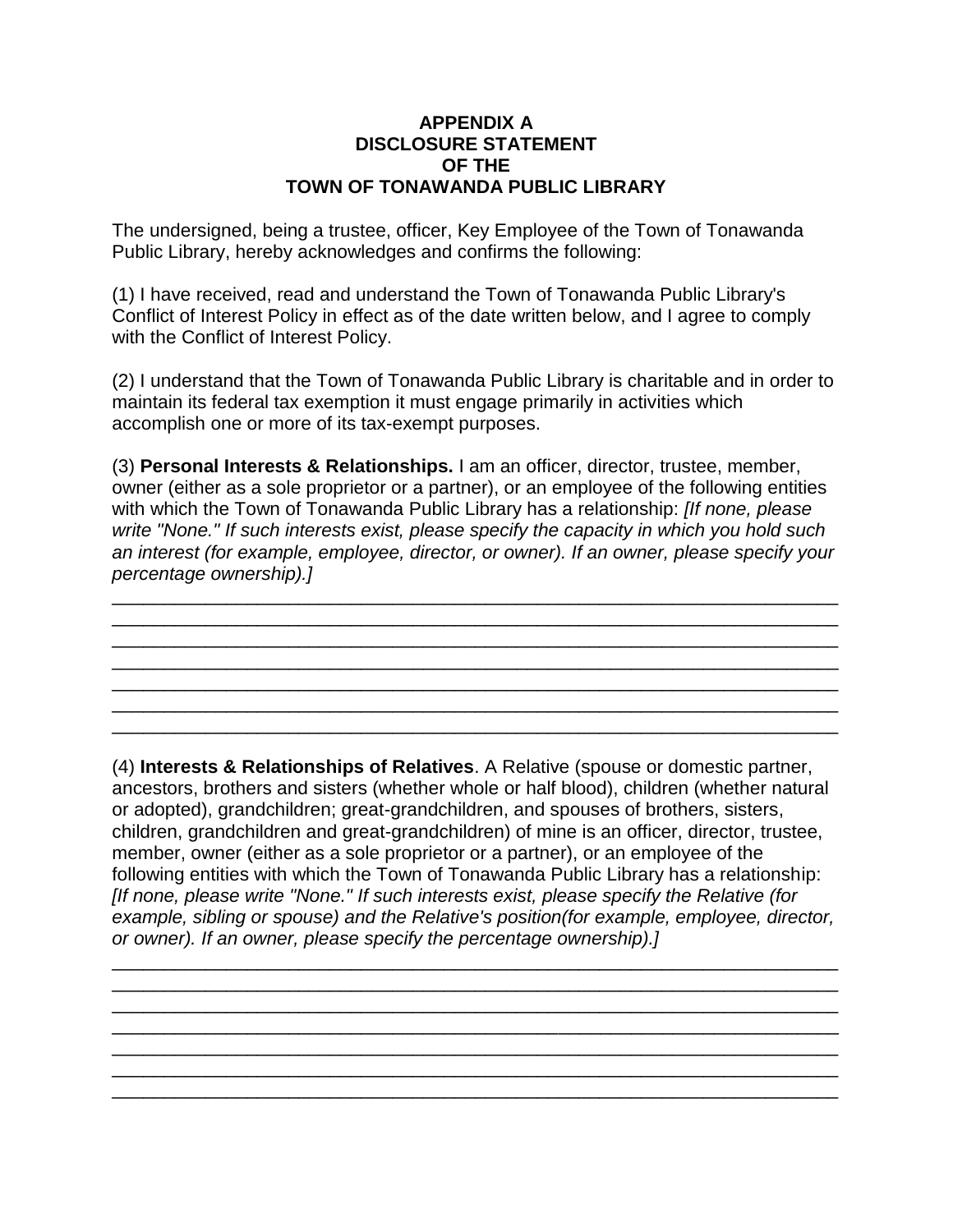**APPENDIX A**
**DISCLOSURE STATEMENT**
**OF THE**
**TOWN OF TONAWANDA PUBLIC LIBRARY**

The undersigned, being a trustee, officer, Key Employee of the Town of Tonawanda Public Library, hereby acknowledges and confirms the following:

(1) I have received, read and understand the Town of Tonawanda Public Library's Conflict of Interest Policy in effect as of the date written below, and I agree to comply with the Conflict of Interest Policy.

(2) I understand that the Town of Tonawanda Public Library is charitable and in order to maintain its federal tax exemption it must engage primarily in activities which accomplish one or more of its tax-exempt purposes.

(3) **Personal Interests & Relationships.** I am an officer, director, trustee, member, owner (either as a sole proprietor or a partner), or an employee of the following entities with which the Town of Tonawanda Public Library has a relationship: *[If none, please write "None." If such interests exist, please specify the capacity in which you hold such an interest (for example, employee, director, or owner). If an owner, please specify your percentage ownership).]*

\_\_\_\_\_\_\_\_\_\_\_\_\_\_\_\_\_\_\_\_\_\_\_\_\_\_\_\_\_\_\_\_\_\_\_\_\_\_\_\_\_\_\_\_\_\_\_\_\_\_\_\_\_\_\_\_\_\_\_\_\_\_\_\_\_\_\_\_
\_\_\_\_\_\_\_\_\_\_\_\_\_\_\_\_\_\_\_\_\_\_\_\_\_\_\_\_\_\_\_\_\_\_\_\_\_\_\_\_\_\_\_\_\_\_\_\_\_\_\_\_\_\_\_\_\_\_\_\_\_\_\_\_\_\_\_\_
\_\_\_\_\_\_\_\_\_\_\_\_\_\_\_\_\_\_\_\_\_\_\_\_\_\_\_\_\_\_\_\_\_\_\_\_\_\_\_\_\_\_\_\_\_\_\_\_\_\_\_\_\_\_\_\_\_\_\_\_\_\_\_\_\_\_\_\_
\_\_\_\_\_\_\_\_\_\_\_\_\_\_\_\_\_\_\_\_\_\_\_\_\_\_\_\_\_\_\_\_\_\_\_\_\_\_\_\_\_\_\_\_\_\_\_\_\_\_\_\_\_\_\_\_\_\_\_\_\_\_\_\_\_\_\_\_
\_\_\_\_\_\_\_\_\_\_\_\_\_\_\_\_\_\_\_\_\_\_\_\_\_\_\_\_\_\_\_\_\_\_\_\_\_\_\_\_\_\_\_\_\_\_\_\_\_\_\_\_\_\_\_\_\_\_\_\_\_\_\_\_\_\_\_\_
\_\_\_\_\_\_\_\_\_\_\_\_\_\_\_\_\_\_\_\_\_\_\_\_\_\_\_\_\_\_\_\_\_\_\_\_\_\_\_\_\_\_\_\_\_\_\_\_\_\_\_\_\_\_\_\_\_\_\_\_\_\_\_\_\_\_\_\_
\_\_\_\_\_\_\_\_\_\_\_\_\_\_\_\_\_\_\_\_\_\_\_\_\_\_\_\_\_\_\_\_\_\_\_\_\_\_\_\_\_\_\_\_\_\_\_\_\_\_\_\_\_\_\_\_\_\_\_\_\_\_\_\_\_\_\_\_

(4) **Interests & Relationships of Relatives**. A Relative (spouse or domestic partner, ancestors, brothers and sisters (whether whole or half blood), children (whether natural or adopted), grandchildren; great-grandchildren, and spouses of brothers, sisters, children, grandchildren and great-grandchildren) of mine is an officer, director, trustee, member, owner (either as a sole proprietor or a partner), or an employee of the following entities with which the Town of Tonawanda Public Library has a relationship: *[If none, please write "None." If such interests exist, please specify the Relative (for example, sibling or spouse) and the Relative's position(for example, employee, director, or owner). If an owner, please specify the percentage ownership).]*

\_\_\_\_\_\_\_\_\_\_\_\_\_\_\_\_\_\_\_\_\_\_\_\_\_\_\_\_\_\_\_\_\_\_\_\_\_\_\_\_\_\_\_\_\_\_\_\_\_\_\_\_\_\_\_\_\_\_\_\_\_\_\_\_\_\_\_\_
\_\_\_\_\_\_\_\_\_\_\_\_\_\_\_\_\_\_\_\_\_\_\_\_\_\_\_\_\_\_\_\_\_\_\_\_\_\_\_\_\_\_\_\_\_\_\_\_\_\_\_\_\_\_\_\_\_\_\_\_\_\_\_\_\_\_\_\_
\_\_\_\_\_\_\_\_\_\_\_\_\_\_\_\_\_\_\_\_\_\_\_\_\_\_\_\_\_\_\_\_\_\_\_\_\_\_\_\_\_\_\_\_\_\_\_\_\_\_\_\_\_\_\_\_\_\_\_\_\_\_\_\_\_\_\_\_
\_\_\_\_\_\_\_\_\_\_\_\_\_\_\_\_\_\_\_\_\_\_\_\_\_\_\_\_\_\_\_\_\_\_\_\_\_\_\_\_\_\_\_\_\_\_\_\_\_\_\_\_\_\_\_\_\_\_\_\_\_\_\_\_\_\_\_\_
\_\_\_\_\_\_\_\_\_\_\_\_\_\_\_\_\_\_\_\_\_\_\_\_\_\_\_\_\_\_\_\_\_\_\_\_\_\_\_\_\_\_\_\_\_\_\_\_\_\_\_\_\_\_\_\_\_\_\_\_\_\_\_\_\_\_\_\_
\_\_\_\_\_\_\_\_\_\_\_\_\_\_\_\_\_\_\_\_\_\_\_\_\_\_\_\_\_\_\_\_\_\_\_\_\_\_\_\_\_\_\_\_\_\_\_\_\_\_\_\_\_\_\_\_\_\_\_\_\_\_\_\_\_\_\_\_
\_\_\_\_\_\_\_\_\_\_\_\_\_\_\_\_\_\_\_\_\_\_\_\_\_\_\_\_\_\_\_\_\_\_\_\_\_\_\_\_\_\_\_\_\_\_\_\_\_\_\_\_\_\_\_\_\_\_\_\_\_\_\_\_\_\_\_\_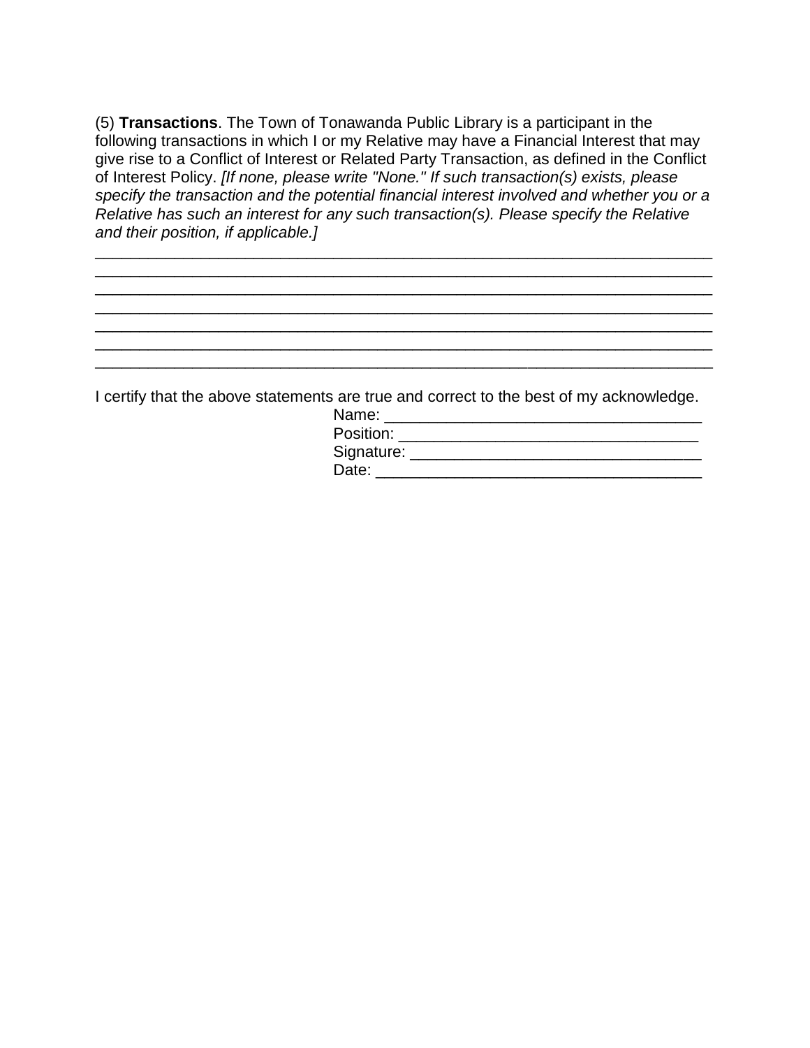(5) **Transactions**. The Town of Tonawanda Public Library is a participant in the following transactions in which I or my Relative may have a Financial Interest that may give rise to a Conflict of Interest or Related Party Transaction, as defined in the Conflict of Interest Policy. *[If none, please write "None." If such transaction(s) exists, please specify the transaction and the potential financial interest involved and whether you or a Relative has such an interest for any such transaction(s). Please specify the Relative and their position, if applicable.]*

______________________________________________________________________
______________________________________________________________________
______________________________________________________________________
______________________________________________________________________
______________________________________________________________________
______________________________________________________________________
______________________________________________________________________

I certify that the above statements are true and correct to the best of my acknowledge.

Name: ___________________________________
Position: _________________________________
Signature: ________________________________
Date: ____________________________________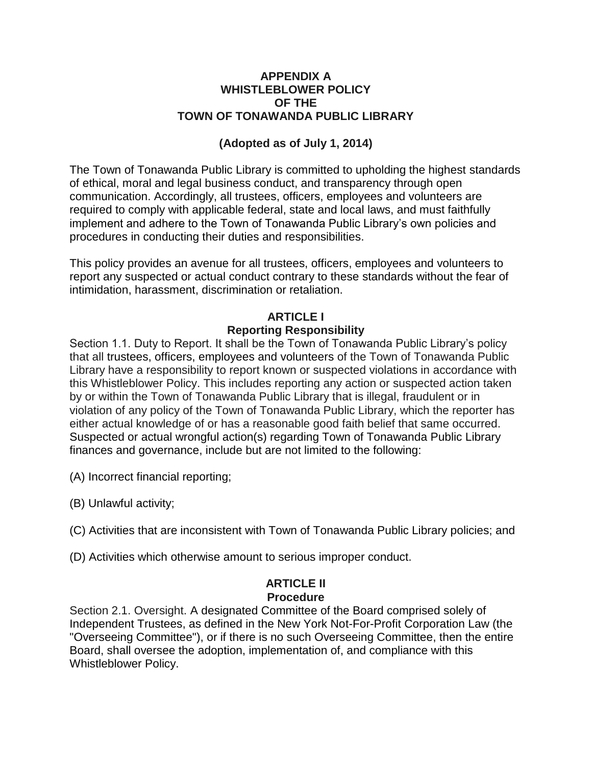# APPENDIX A
# WHISTLEBLOWER POLICY
# OF THE
# TOWN OF TONAWANDA PUBLIC LIBRARY

**(Adopted as of July 1, 2014)**

The Town of Tonawanda Public Library is committed to upholding the highest standards of ethical, moral and legal business conduct, and transparency through open communication. Accordingly, all trustees, officers, employees and volunteers are required to comply with applicable federal, state and local laws, and must faithfully implement and adhere to the Town of Tonawanda Public Library's own policies and procedures in conducting their duties and responsibilities.

This policy provides an avenue for all trustees, officers, employees and volunteers to report any suspected or actual conduct contrary to these standards without the fear of intimidation, harassment, discrimination or retaliation.

## ARTICLE I
## Reporting Responsibility

Section 1.1. Duty to Report. It shall be the Town of Tonawanda Public Library's policy that all trustees, officers, employees and volunteers of the Town of Tonawanda Public Library have a responsibility to report known or suspected violations in accordance with this Whistleblower Policy. This includes reporting any action or suspected action taken by or within the Town of Tonawanda Public Library that is illegal, fraudulent or in violation of any policy of the Town of Tonawanda Public Library, which the reporter has either actual knowledge of or has a reasonable good faith belief that same occurred. Suspected or actual wrongful action(s) regarding Town of Tonawanda Public Library finances and governance, include but are not limited to the following:

(A) Incorrect financial reporting;

(B) Unlawful activity;

(C) Activities that are inconsistent with Town of Tonawanda Public Library policies; and

(D) Activities which otherwise amount to serious improper conduct.

## ARTICLE II
## Procedure

Section 2.1. Oversight. A designated Committee of the Board comprised solely of Independent Trustees, as defined in the New York Not-For-Profit Corporation Law (the "Overseeing Committee"), or if there is no such Overseeing Committee, then the entire Board, shall oversee the adoption, implementation of, and compliance with this Whistleblower Policy.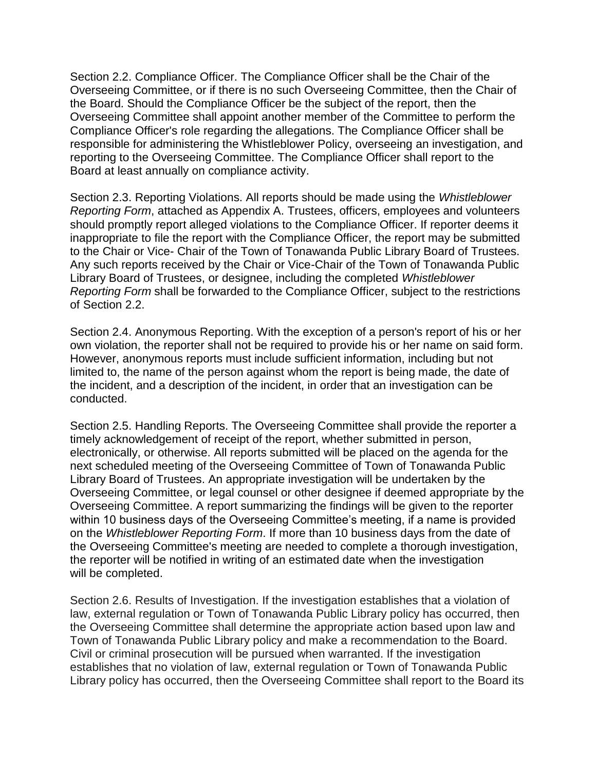Section 2.2. Compliance Officer. The Compliance Officer shall be the Chair of the Overseeing Committee, or if there is no such Overseeing Committee, then the Chair of the Board. Should the Compliance Officer be the subject of the report, then the Overseeing Committee shall appoint another member of the Committee to perform the Compliance Officer's role regarding the allegations. The Compliance Officer shall be responsible for administering the Whistleblower Policy, overseeing an investigation, and reporting to the Overseeing Committee. The Compliance Officer shall report to the Board at least annually on compliance activity.

Section 2.3. Reporting Violations. All reports should be made using the *Whistleblower Reporting Form*, attached as Appendix A. Trustees, officers, employees and volunteers should promptly report alleged violations to the Compliance Officer. If reporter deems it inappropriate to file the report with the Compliance Officer, the report may be submitted to the Chair or Vice- Chair of the Town of Tonawanda Public Library Board of Trustees. Any such reports received by the Chair or Vice-Chair of the Town of Tonawanda Public Library Board of Trustees, or designee, including the completed *Whistleblower Reporting Form* shall be forwarded to the Compliance Officer, subject to the restrictions of Section 2.2.

Section 2.4. Anonymous Reporting. With the exception of a person's report of his or her own violation, the reporter shall not be required to provide his or her name on said form. However, anonymous reports must include sufficient information, including but not limited to, the name of the person against whom the report is being made, the date of the incident, and a description of the incident, in order that an investigation can be conducted.

Section 2.5. Handling Reports. The Overseeing Committee shall provide the reporter a timely acknowledgement of receipt of the report, whether submitted in person, electronically, or otherwise. All reports submitted will be placed on the agenda for the next scheduled meeting of the Overseeing Committee of Town of Tonawanda Public Library Board of Trustees. An appropriate investigation will be undertaken by the Overseeing Committee, or legal counsel or other designee if deemed appropriate by the Overseeing Committee. A report summarizing the findings will be given to the reporter within 10 business days of the Overseeing Committee's meeting, if a name is provided on the *Whistleblower Reporting Form*. If more than 10 business days from the date of the Overseeing Committee's meeting are needed to complete a thorough investigation, the reporter will be notified in writing of an estimated date when the investigation will be completed.

Section 2.6. Results of Investigation. If the investigation establishes that a violation of law, external regulation or Town of Tonawanda Public Library policy has occurred, then the Overseeing Committee shall determine the appropriate action based upon law and Town of Tonawanda Public Library policy and make a recommendation to the Board. Civil or criminal prosecution will be pursued when warranted. If the investigation establishes that no violation of law, external regulation or Town of Tonawanda Public Library policy has occurred, then the Overseeing Committee shall report to the Board its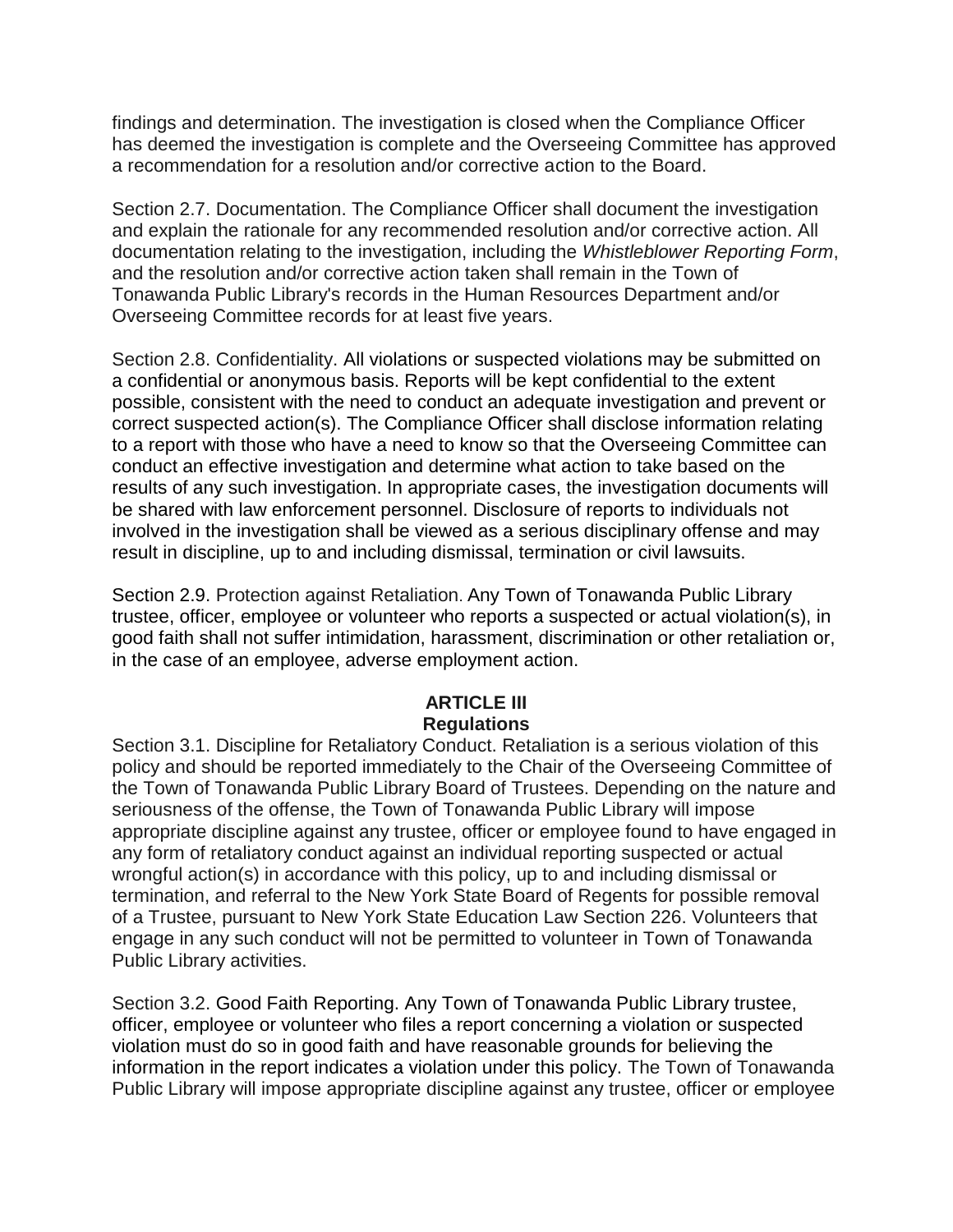findings and determination. The investigation is closed when the Compliance Officer has deemed the investigation is complete and the Overseeing Committee has approved a recommendation for a resolution and/or corrective action to the Board.

Section 2.7. Documentation. The Compliance Officer shall document the investigation and explain the rationale for any recommended resolution and/or corrective action. All documentation relating to the investigation, including the *Whistleblower Reporting Form*, and the resolution and/or corrective action taken shall remain in the Town of Tonawanda Public Library's records in the Human Resources Department and/or Overseeing Committee records for at least five years.

Section 2.8. Confidentiality. All violations or suspected violations may be submitted on a confidential or anonymous basis. Reports will be kept confidential to the extent possible, consistent with the need to conduct an adequate investigation and prevent or correct suspected action(s). The Compliance Officer shall disclose information relating to a report with those who have a need to know so that the Overseeing Committee can conduct an effective investigation and determine what action to take based on the results of any such investigation. In appropriate cases, the investigation documents will be shared with law enforcement personnel. Disclosure of reports to individuals not involved in the investigation shall be viewed as a serious disciplinary offense and may result in discipline, up to and including dismissal, termination or civil lawsuits.

Section 2.9. Protection against Retaliation. Any Town of Tonawanda Public Library trustee, officer, employee or volunteer who reports a suspected or actual violation(s), in good faith shall not suffer intimidation, harassment, discrimination or other retaliation or, in the case of an employee, adverse employment action.

## ARTICLE III
## Regulations

Section 3.1. Discipline for Retaliatory Conduct. Retaliation is a serious violation of this policy and should be reported immediately to the Chair of the Overseeing Committee of the Town of Tonawanda Public Library Board of Trustees. Depending on the nature and seriousness of the offense, the Town of Tonawanda Public Library will impose appropriate discipline against any trustee, officer or employee found to have engaged in any form of retaliatory conduct against an individual reporting suspected or actual wrongful action(s) in accordance with this policy, up to and including dismissal or termination, and referral to the New York State Board of Regents for possible removal of a Trustee, pursuant to New York State Education Law Section 226. Volunteers that engage in any such conduct will not be permitted to volunteer in Town of Tonawanda Public Library activities.

Section 3.2. Good Faith Reporting. Any Town of Tonawanda Public Library trustee, officer, employee or volunteer who files a report concerning a violation or suspected violation must do so in good faith and have reasonable grounds for believing the information in the report indicates a violation under this policy. The Town of Tonawanda Public Library will impose appropriate discipline against any trustee, officer or employee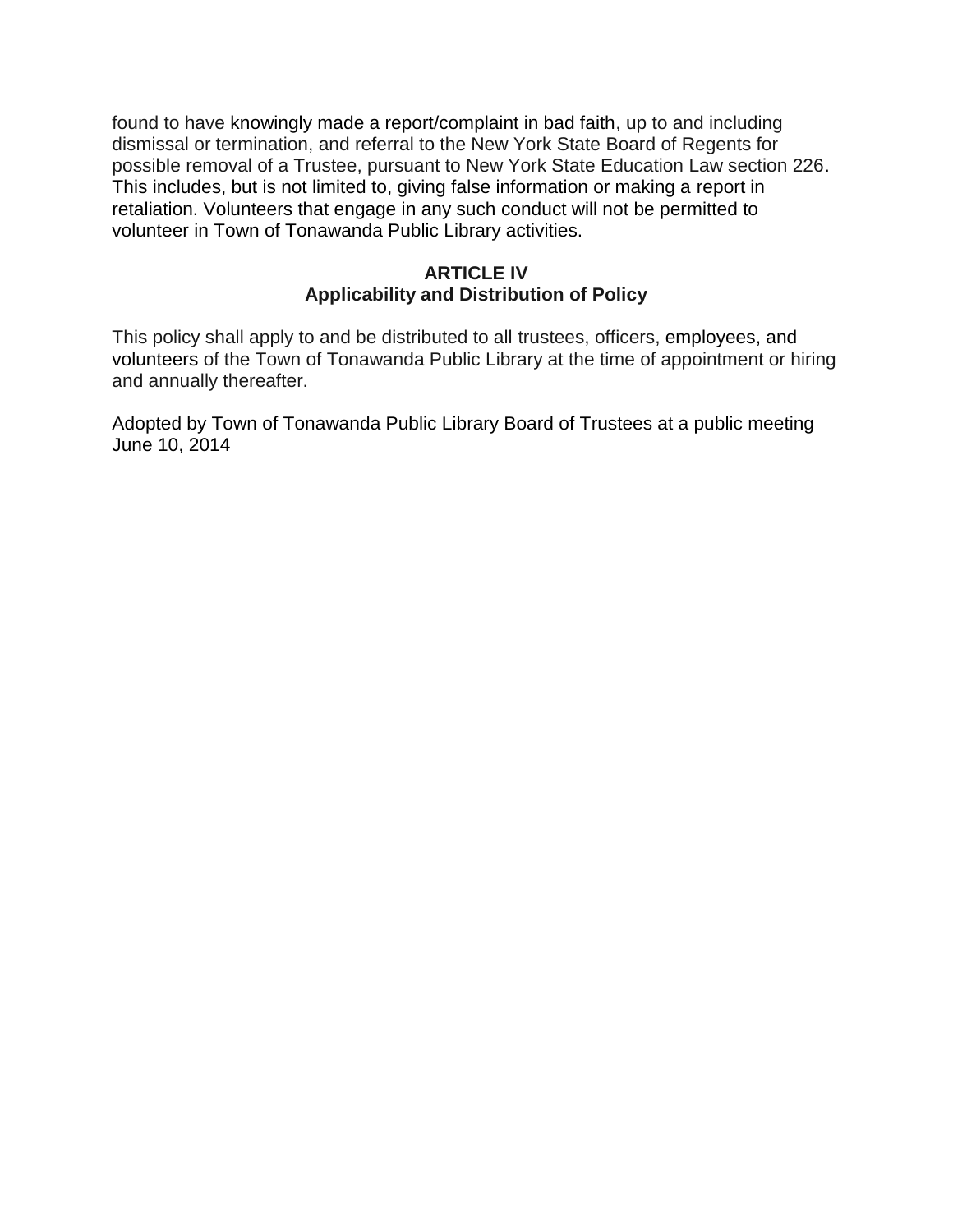found to have knowingly made a report/complaint in bad faith, up to and including dismissal or termination, and referral to the New York State Board of Regents for possible removal of a Trustee, pursuant to New York State Education Law section 226. This includes, but is not limited to, giving false information or making a report in retaliation. Volunteers that engage in any such conduct will not be permitted to volunteer in Town of Tonawanda Public Library activities.

## ARTICLE IV
## Applicability and Distribution of Policy

This policy shall apply to and be distributed to all trustees, officers, employees, and volunteers of the Town of Tonawanda Public Library at the time of appointment or hiring and annually thereafter.

Adopted by Town of Tonawanda Public Library Board of Trustees at a public meeting June 10, 2014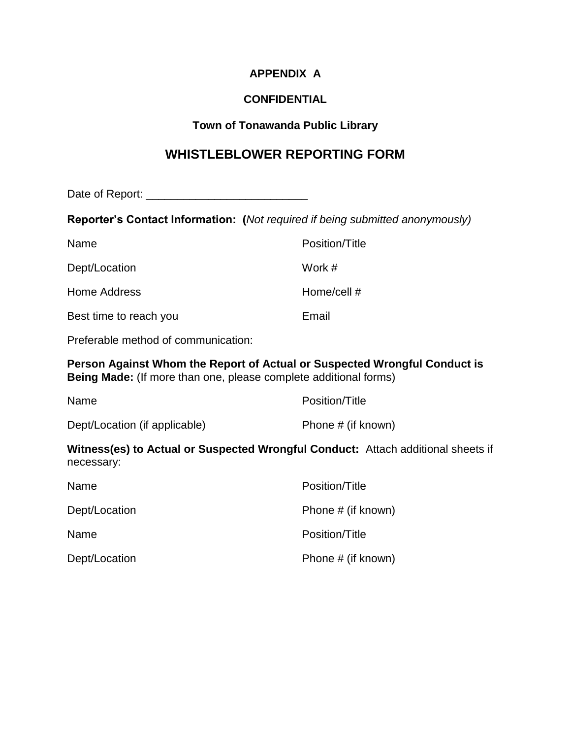**APPENDIX A**

**CONFIDENTIAL**

**Town of Tonawanda Public Library**

## WHISTLEBLOWER REPORTING FORM

Date of Report: ___________________________

**Reporter's Contact Information: (***Not required if being submitted anonymously)*

| | |
|---|---|
| Name | Position/Title |
| Dept/Location | Work # |
| Home Address | Home/cell # |
| Best time to reach you | Email |

Preferable method of communication:

**Person Against Whom the Report of Actual or Suspected Wrongful Conduct is Being Made:** (If more than one, please complete additional forms)

| | |
|---|---|
| Name | Position/Title |
| Dept/Location (if applicable) | Phone # (if known) |

**Witness(es) to Actual or Suspected Wrongful Conduct:** Attach additional sheets if necessary:

| | |
|---|---|
| Name | Position/Title |
| Dept/Location | Phone # (if known) |
| Name | Position/Title |
| Dept/Location | Phone # (if known) |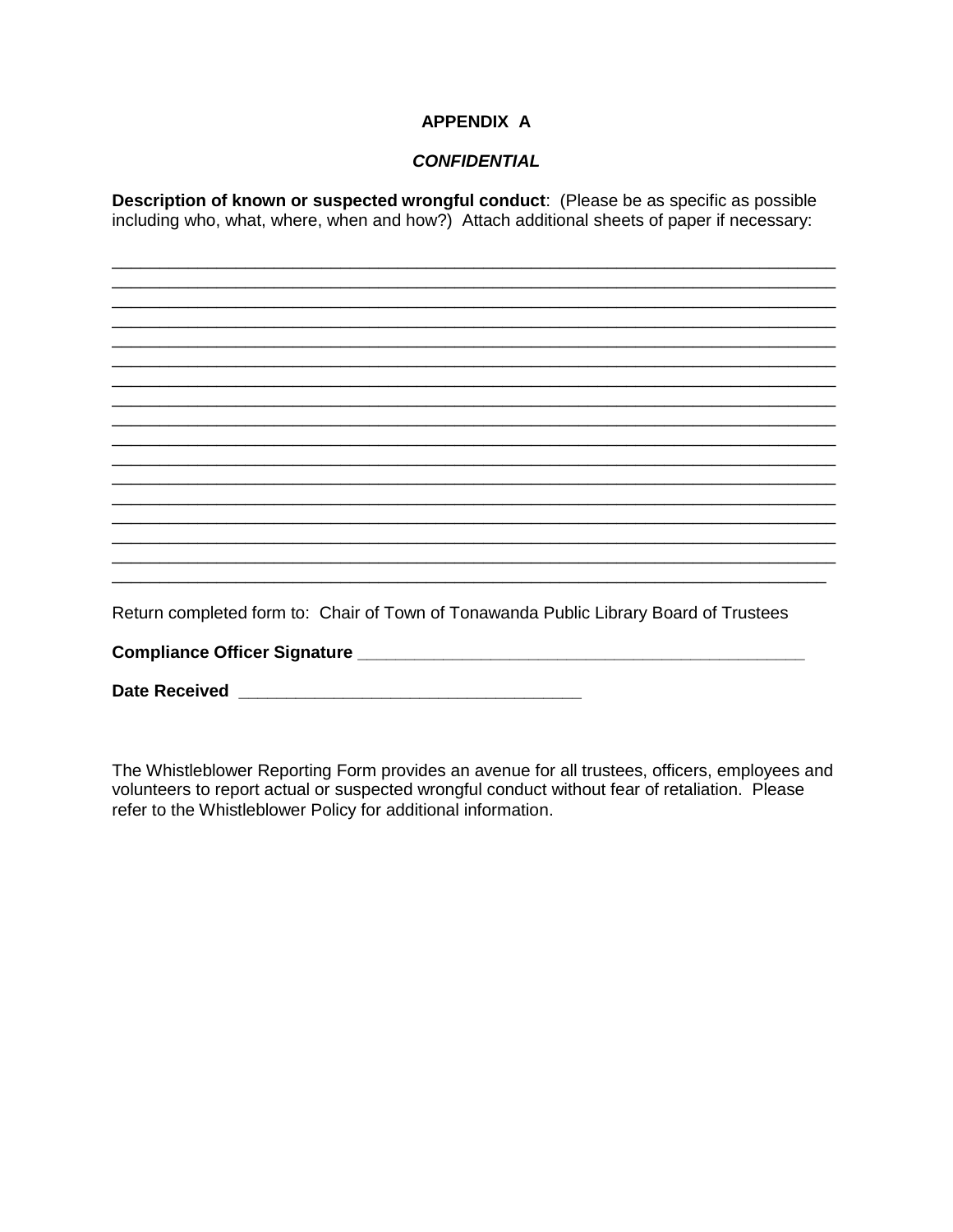**APPENDIX A**

***CONFIDENTIAL***

**Description of known or suspected wrongful conduct**: (Please be as specific as possible including who, what, where, when and how?) Attach additional sheets of paper if necessary:

___________________________________________________________________________
___________________________________________________________________________
___________________________________________________________________________
___________________________________________________________________________
___________________________________________________________________________
___________________________________________________________________________
___________________________________________________________________________
___________________________________________________________________________
___________________________________________________________________________
___________________________________________________________________________
___________________________________________________________________________
___________________________________________________________________________
___________________________________________________________________________
___________________________________________________________________________
___________________________________________________________________________
___________________________________________________________________________
___________________________________________________________________________
___________________________________________________________________________

Return completed form to: Chair of Town of Tonawanda Public Library Board of Trustees

**Compliance Officer Signature ________________________________________________**

**Date Received ___________________________________**

The Whistleblower Reporting Form provides an avenue for all trustees, officers, employees and volunteers to report actual or suspected wrongful conduct without fear of retaliation. Please refer to the Whistleblower Policy for additional information.